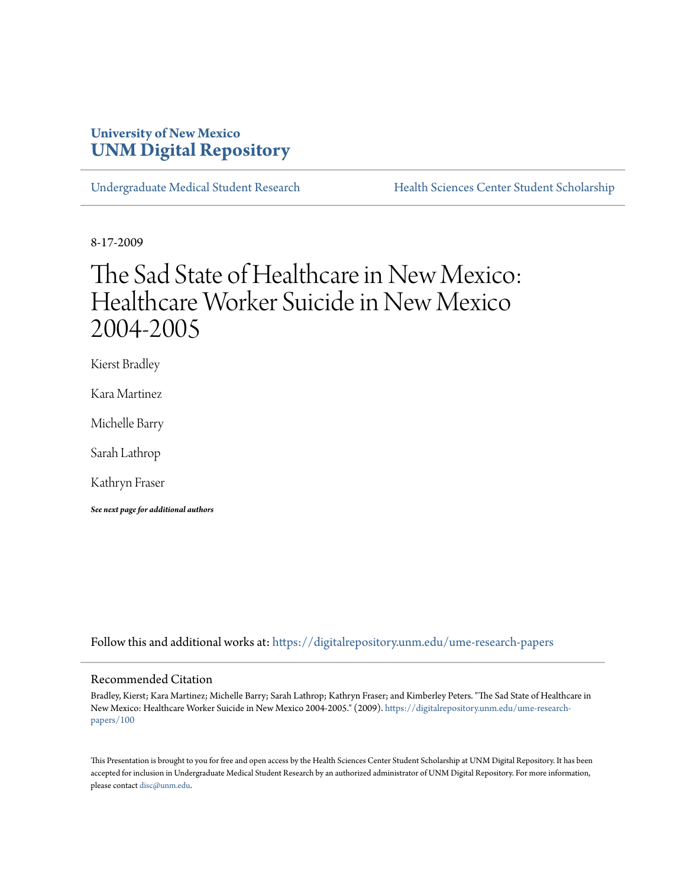University of New Mexico
**UNM Digital Repository**

Undergraduate Medical Student Research | Health Sciences Center Student Scholarship

8-17-2009

# The Sad State of Healthcare in New Mexico: Healthcare Worker Suicide in New Mexico 2004-2005

Kierst Bradley

Kara Martinez

Michelle Barry

Sarah Lathrop

Kathryn Fraser

***See next page for additional authors***

Follow this and additional works at: https://digitalrepository.unm.edu/ume-research-papers

## Recommended Citation

Bradley, Kierst; Kara Martinez; Michelle Barry; Sarah Lathrop; Kathryn Fraser; and Kimberley Peters. "The Sad State of Healthcare in New Mexico: Healthcare Worker Suicide in New Mexico 2004-2005." (2009). https://digitalrepository.unm.edu/ume-research-papers/100

This Presentation is brought to you for free and open access by the Health Sciences Center Student Scholarship at UNM Digital Repository. It has been accepted for inclusion in Undergraduate Medical Student Research by an authorized administrator of UNM Digital Repository. For more information, please contact disc@unm.edu.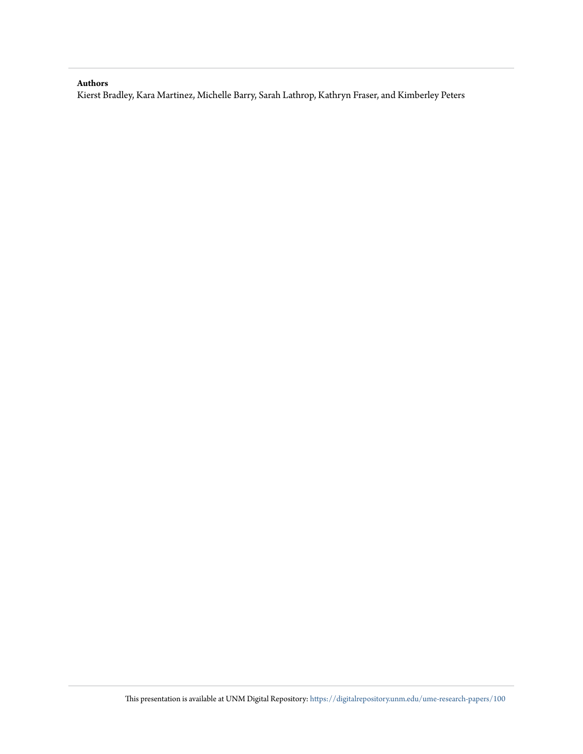**Authors**

Kierst Bradley, Kara Martinez, Michelle Barry, Sarah Lathrop, Kathryn Fraser, and Kimberley Peters

This presentation is available at UNM Digital Repository: https://digitalrepository.unm.edu/ume-research-papers/100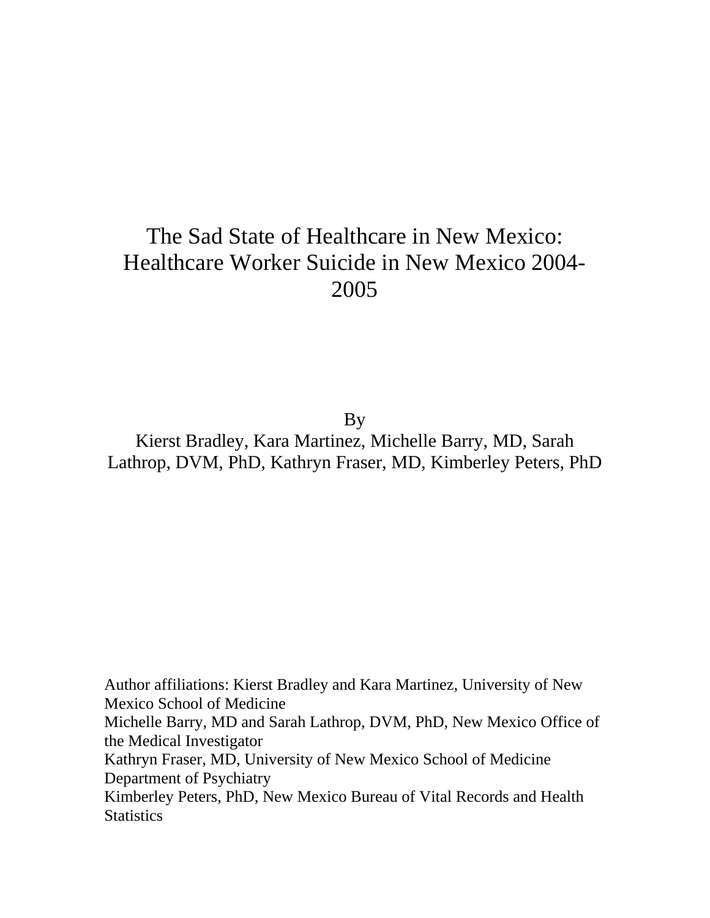# The Sad State of Healthcare in New Mexico: Healthcare Worker Suicide in New Mexico 2004-2005

By

Kierst Bradley, Kara Martinez, Michelle Barry, MD, Sarah Lathrop, DVM, PhD, Kathryn Fraser, MD, Kimberley Peters, PhD

Author affiliations: Kierst Bradley and Kara Martinez, University of New Mexico School of Medicine

Michelle Barry, MD and Sarah Lathrop, DVM, PhD, New Mexico Office of the Medical Investigator

Kathryn Fraser, MD, University of New Mexico School of Medicine Department of Psychiatry

Kimberley Peters, PhD, New Mexico Bureau of Vital Records and Health Statistics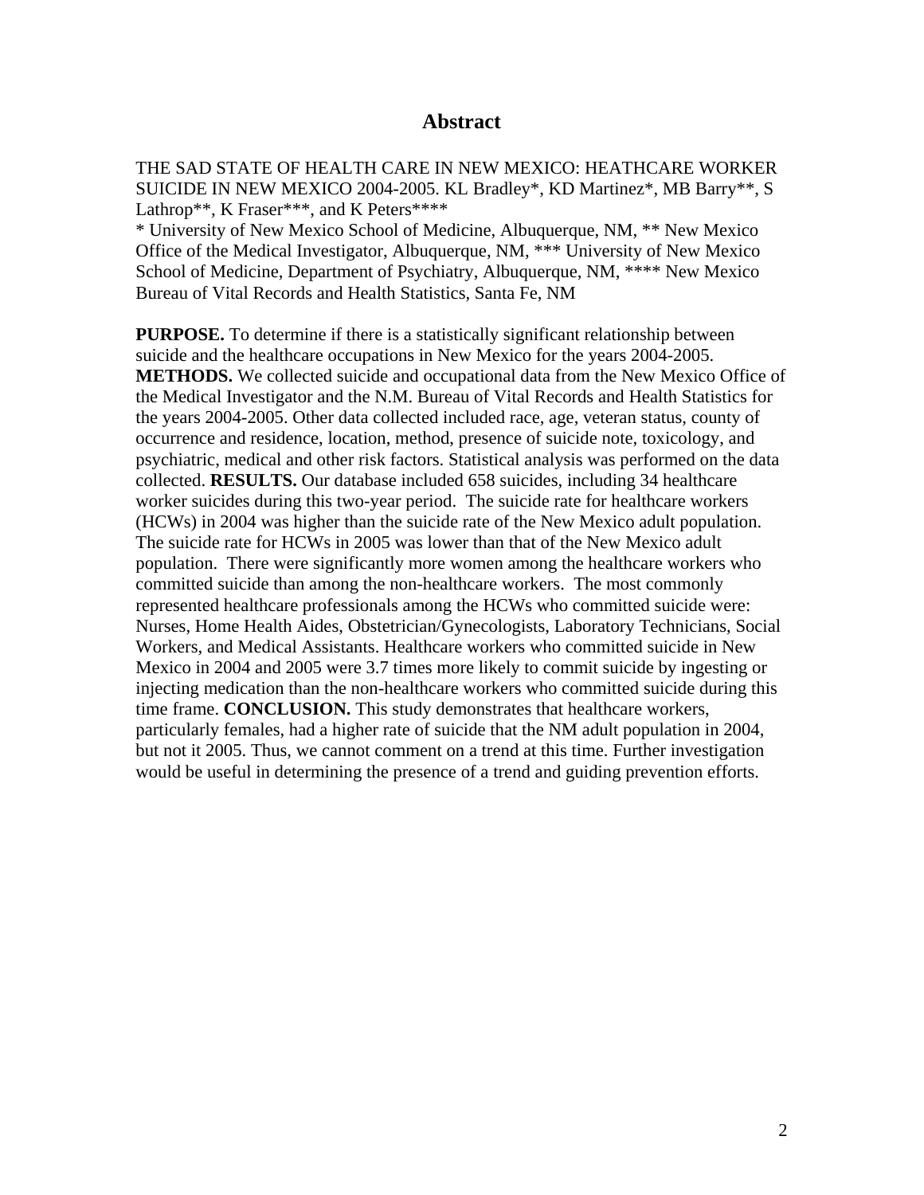# Abstract

THE SAD STATE OF HEALTH CARE IN NEW MEXICO: HEATHCARE WORKER SUICIDE IN NEW MEXICO 2004-2005. KL Bradley*, KD Martinez*, MB Barry**, S Lathrop**, K Fraser***, and K Peters****

* University of New Mexico School of Medicine, Albuquerque, NM, ** New Mexico Office of the Medical Investigator, Albuquerque, NM, *** University of New Mexico School of Medicine, Department of Psychiatry, Albuquerque, NM, **** New Mexico Bureau of Vital Records and Health Statistics, Santa Fe, NM

**PURPOSE.** To determine if there is a statistically significant relationship between suicide and the healthcare occupations in New Mexico for the years 2004-2005. **METHODS.** We collected suicide and occupational data from the New Mexico Office of the Medical Investigator and the N.M. Bureau of Vital Records and Health Statistics for the years 2004-2005. Other data collected included race, age, veteran status, county of occurrence and residence, location, method, presence of suicide note, toxicology, and psychiatric, medical and other risk factors. Statistical analysis was performed on the data collected. **RESULTS.** Our database included 658 suicides, including 34 healthcare worker suicides during this two-year period. The suicide rate for healthcare workers (HCWs) in 2004 was higher than the suicide rate of the New Mexico adult population. The suicide rate for HCWs in 2005 was lower than that of the New Mexico adult population. There were significantly more women among the healthcare workers who committed suicide than among the non-healthcare workers. The most commonly represented healthcare professionals among the HCWs who committed suicide were: Nurses, Home Health Aides, Obstetrician/Gynecologists, Laboratory Technicians, Social Workers, and Medical Assistants. Healthcare workers who committed suicide in New Mexico in 2004 and 2005 were 3.7 times more likely to commit suicide by ingesting or injecting medication than the non-healthcare workers who committed suicide during this time frame. **CONCLUSION.** This study demonstrates that healthcare workers, particularly females, had a higher rate of suicide that the NM adult population in 2004, but not it 2005. Thus, we cannot comment on a trend at this time. Further investigation would be useful in determining the presence of a trend and guiding prevention efforts.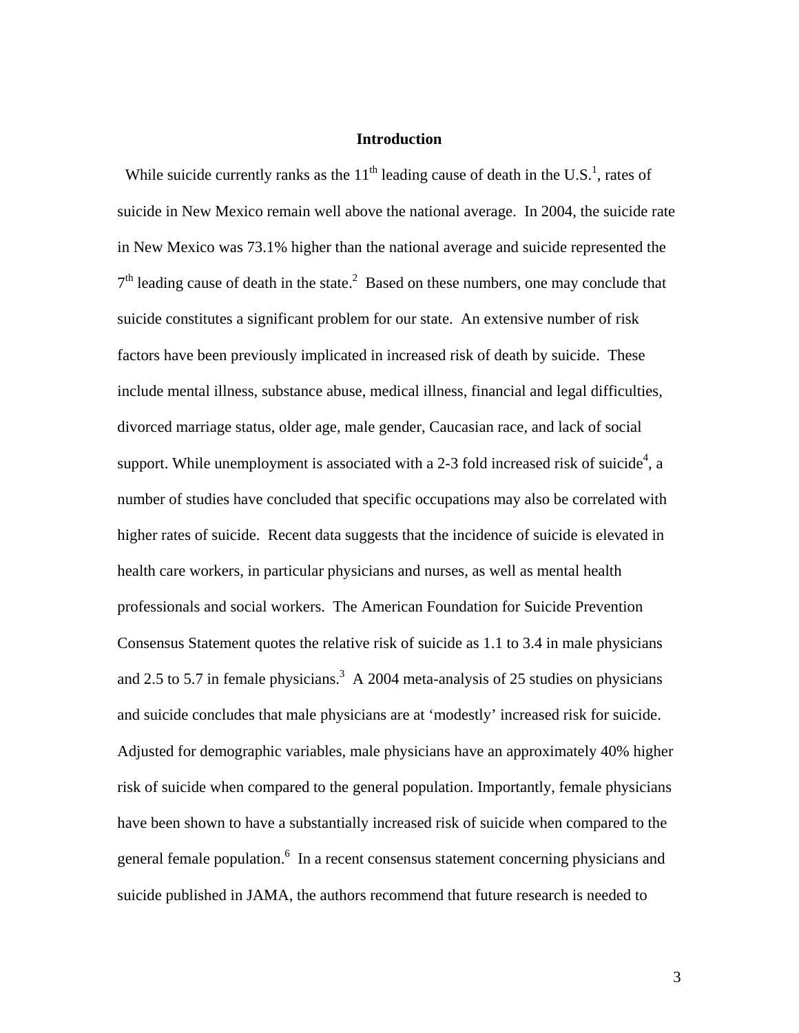# Introduction

While suicide currently ranks as the 11th leading cause of death in the U.S.[1], rates of suicide in New Mexico remain well above the national average. In 2004, the suicide rate in New Mexico was 73.1% higher than the national average and suicide represented the 7th leading cause of death in the state.[2] Based on these numbers, one may conclude that suicide constitutes a significant problem for our state. An extensive number of risk factors have been previously implicated in increased risk of death by suicide. These include mental illness, substance abuse, medical illness, financial and legal difficulties, divorced marriage status, older age, male gender, Caucasian race, and lack of social support. While unemployment is associated with a 2-3 fold increased risk of suicide[4], a number of studies have concluded that specific occupations may also be correlated with higher rates of suicide. Recent data suggests that the incidence of suicide is elevated in health care workers, in particular physicians and nurses, as well as mental health professionals and social workers. The American Foundation for Suicide Prevention Consensus Statement quotes the relative risk of suicide as 1.1 to 3.4 in male physicians and 2.5 to 5.7 in female physicians.[3] A 2004 meta-analysis of 25 studies on physicians and suicide concludes that male physicians are at 'modestly' increased risk for suicide. Adjusted for demographic variables, male physicians have an approximately 40% higher risk of suicide when compared to the general population. Importantly, female physicians have been shown to have a substantially increased risk of suicide when compared to the general female population.[6] In a recent consensus statement concerning physicians and suicide published in JAMA, the authors recommend that future research is needed to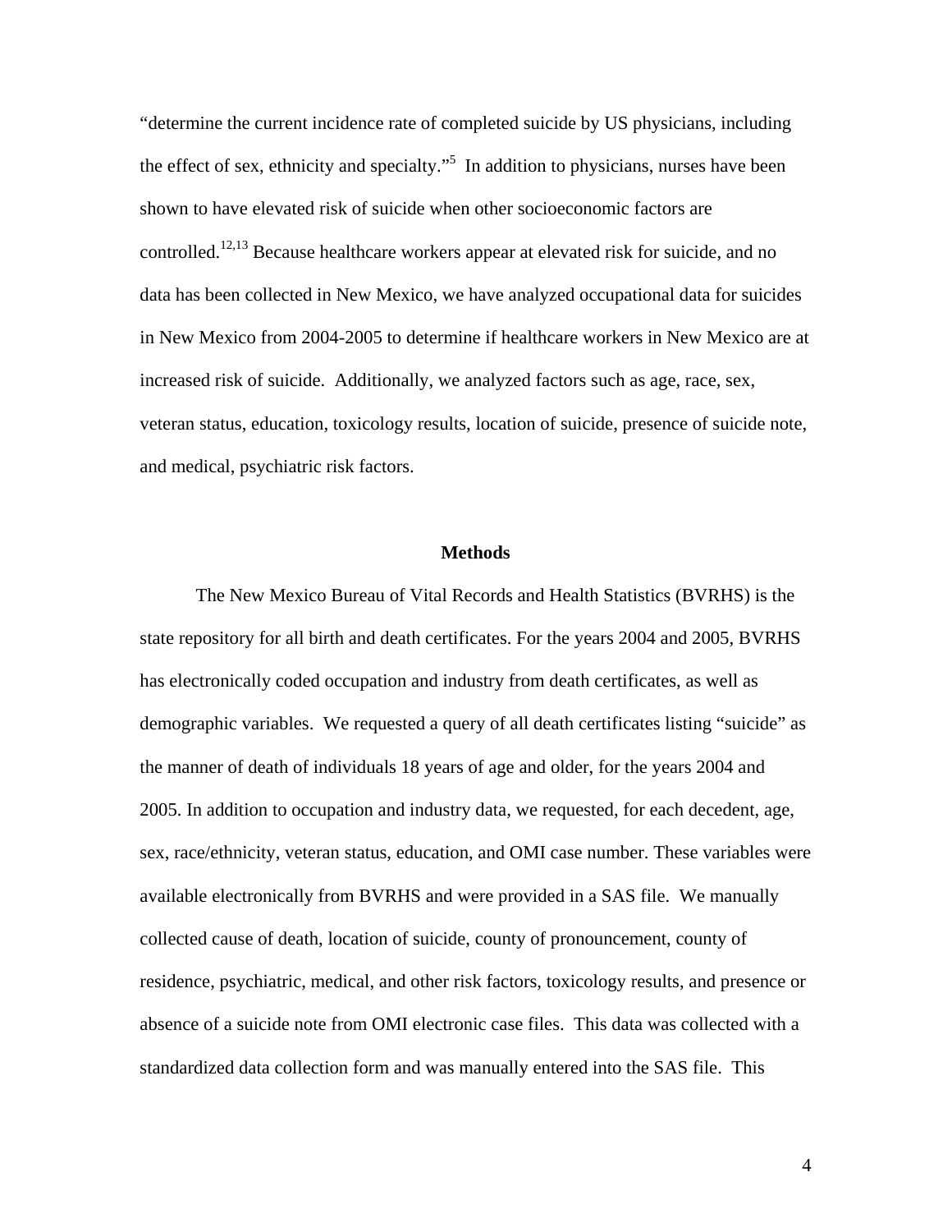"determine the current incidence rate of completed suicide by US physicians, including the effect of sex, ethnicity and specialty."[5] In addition to physicians, nurses have been shown to have elevated risk of suicide when other socioeconomic factors are controlled.[12,13] Because healthcare workers appear at elevated risk for suicide, and no data has been collected in New Mexico, we have analyzed occupational data for suicides in New Mexico from 2004-2005 to determine if healthcare workers in New Mexico are at increased risk of suicide. Additionally, we analyzed factors such as age, race, sex, veteran status, education, toxicology results, location of suicide, presence of suicide note, and medical, psychiatric risk factors.

## Methods

The New Mexico Bureau of Vital Records and Health Statistics (BVRHS) is the state repository for all birth and death certificates. For the years 2004 and 2005, BVRHS has electronically coded occupation and industry from death certificates, as well as demographic variables. We requested a query of all death certificates listing "suicide" as the manner of death of individuals 18 years of age and older, for the years 2004 and 2005. In addition to occupation and industry data, we requested, for each decedent, age, sex, race/ethnicity, veteran status, education, and OMI case number. These variables were available electronically from BVRHS and were provided in a SAS file. We manually collected cause of death, location of suicide, county of pronouncement, county of residence, psychiatric, medical, and other risk factors, toxicology results, and presence or absence of a suicide note from OMI electronic case files. This data was collected with a standardized data collection form and was manually entered into the SAS file. This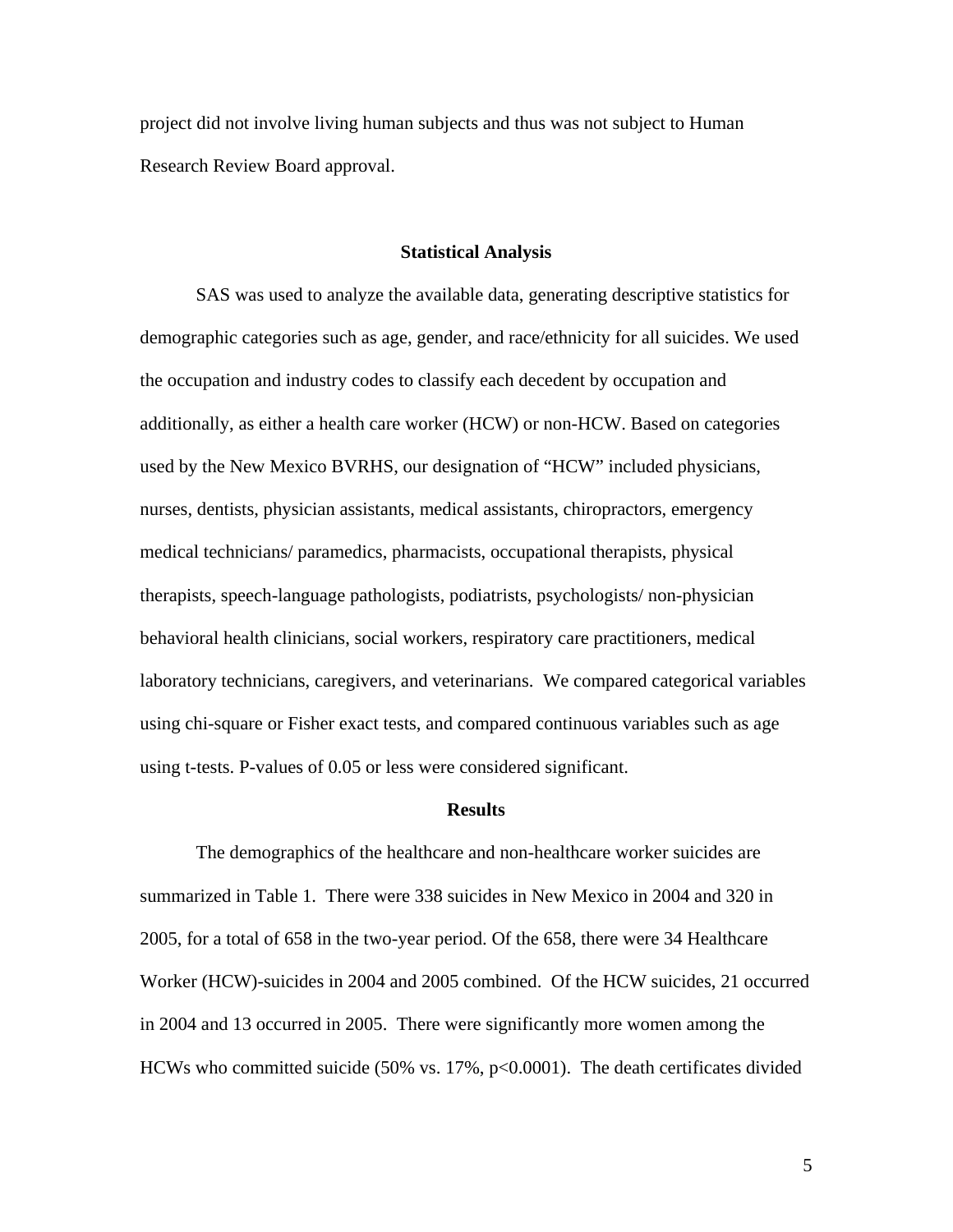project did not involve living human subjects and thus was not subject to Human Research Review Board approval.

### Statistical Analysis

SAS was used to analyze the available data, generating descriptive statistics for demographic categories such as age, gender, and race/ethnicity for all suicides. We used the occupation and industry codes to classify each decedent by occupation and additionally, as either a health care worker (HCW) or non-HCW. Based on categories used by the New Mexico BVRHS, our designation of "HCW" included physicians, nurses, dentists, physician assistants, medical assistants, chiropractors, emergency medical technicians/ paramedics, pharmacists, occupational therapists, physical therapists, speech-language pathologists, podiatrists, psychologists/ non-physician behavioral health clinicians, social workers, respiratory care practitioners, medical laboratory technicians, caregivers, and veterinarians. We compared categorical variables using chi-square or Fisher exact tests, and compared continuous variables such as age using t-tests. P-values of 0.05 or less were considered significant.

### Results

The demographics of the healthcare and non-healthcare worker suicides are summarized in Table 1. There were 338 suicides in New Mexico in 2004 and 320 in 2005, for a total of 658 in the two-year period. Of the 658, there were 34 Healthcare Worker (HCW)-suicides in 2004 and 2005 combined. Of the HCW suicides, 21 occurred in 2004 and 13 occurred in 2005. There were significantly more women among the HCWs who committed suicide (50% vs. 17%, $p<0.0001$). The death certificates divided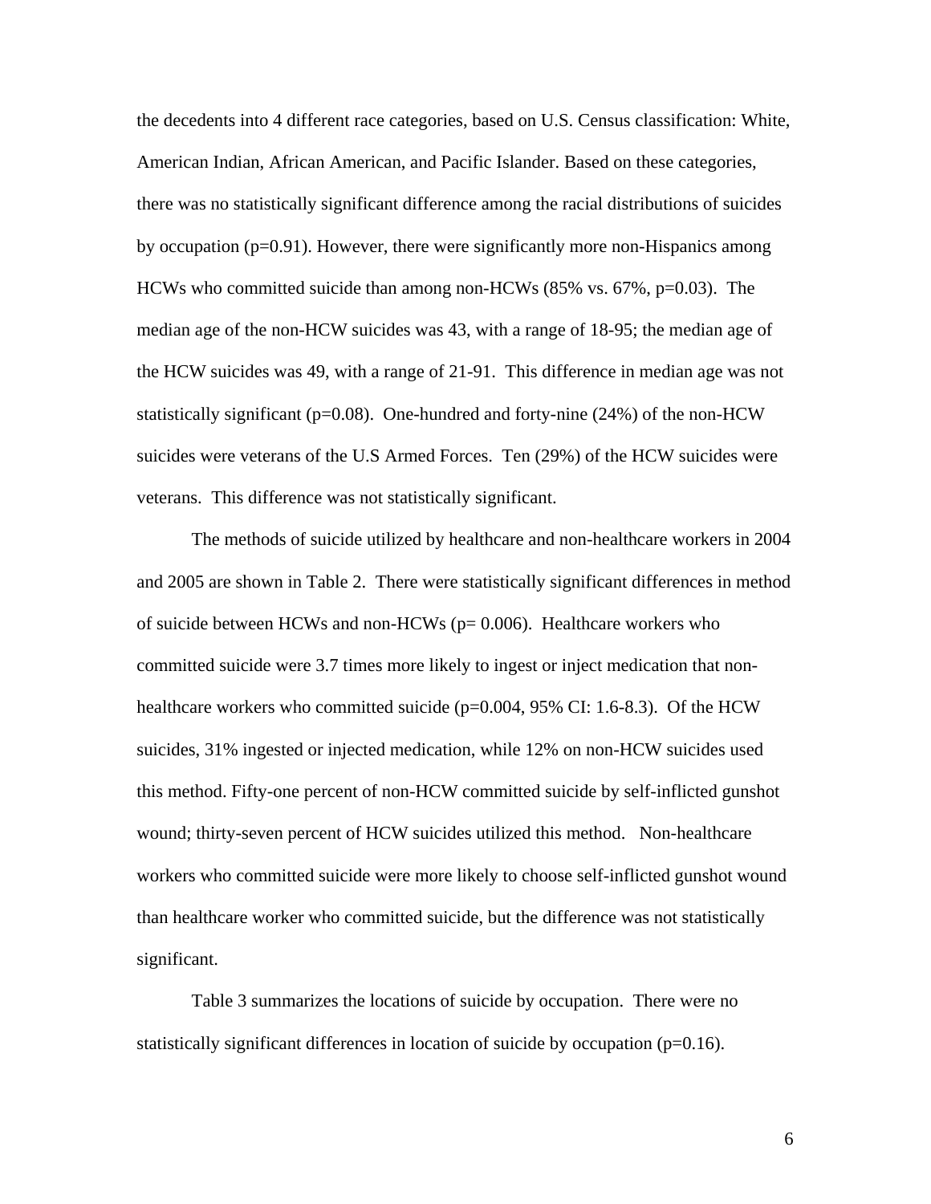the decedents into 4 different race categories, based on U.S. Census classification: White, American Indian, African American, and Pacific Islander. Based on these categories, there was no statistically significant difference among the racial distributions of suicides by occupation (p=0.91). However, there were significantly more non-Hispanics among HCWs who committed suicide than among non-HCWs (85% vs. 67%, p=0.03). The median age of the non-HCW suicides was 43, with a range of 18-95; the median age of the HCW suicides was 49, with a range of 21-91. This difference in median age was not statistically significant (p=0.08). One-hundred and forty-nine (24%) of the non-HCW suicides were veterans of the U.S Armed Forces. Ten (29%) of the HCW suicides were veterans. This difference was not statistically significant.

The methods of suicide utilized by healthcare and non-healthcare workers in 2004 and 2005 are shown in Table 2. There were statistically significant differences in method of suicide between HCWs and non-HCWs (p= 0.006). Healthcare workers who committed suicide were 3.7 times more likely to ingest or inject medication that non-healthcare workers who committed suicide (p=0.004, 95% CI: 1.6-8.3). Of the HCW suicides, 31% ingested or injected medication, while 12% on non-HCW suicides used this method. Fifty-one percent of non-HCW committed suicide by self-inflicted gunshot wound; thirty-seven percent of HCW suicides utilized this method. Non-healthcare workers who committed suicide were more likely to choose self-inflicted gunshot wound than healthcare worker who committed suicide, but the difference was not statistically significant.

Table 3 summarizes the locations of suicide by occupation. There were no statistically significant differences in location of suicide by occupation (p=0.16).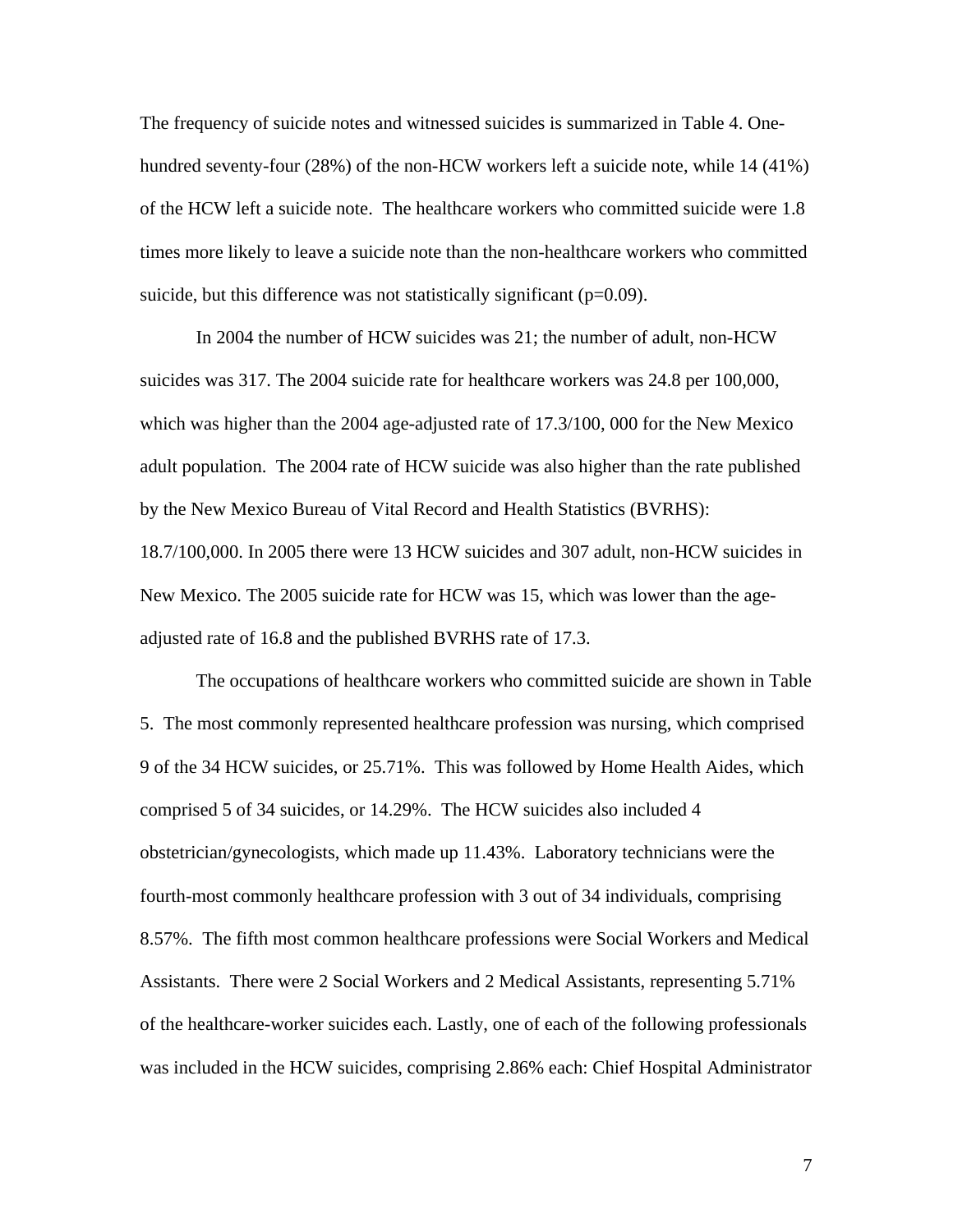The frequency of suicide notes and witnessed suicides is summarized in Table 4. One-hundred seventy-four (28%) of the non-HCW workers left a suicide note, while 14 (41%) of the HCW left a suicide note. The healthcare workers who committed suicide were 1.8 times more likely to leave a suicide note than the non-healthcare workers who committed suicide, but this difference was not statistically significant (p=0.09).

In 2004 the number of HCW suicides was 21; the number of adult, non-HCW suicides was 317. The 2004 suicide rate for healthcare workers was 24.8 per 100,000, which was higher than the 2004 age-adjusted rate of 17.3/100, 000 for the New Mexico adult population. The 2004 rate of HCW suicide was also higher than the rate published by the New Mexico Bureau of Vital Record and Health Statistics (BVRHS): 18.7/100,000. In 2005 there were 13 HCW suicides and 307 adult, non-HCW suicides in New Mexico. The 2005 suicide rate for HCW was 15, which was lower than the age-adjusted rate of 16.8 and the published BVRHS rate of 17.3.

The occupations of healthcare workers who committed suicide are shown in Table 5. The most commonly represented healthcare profession was nursing, which comprised 9 of the 34 HCW suicides, or 25.71%. This was followed by Home Health Aides, which comprised 5 of 34 suicides, or 14.29%. The HCW suicides also included 4 obstetrician/gynecologists, which made up 11.43%. Laboratory technicians were the fourth-most commonly healthcare profession with 3 out of 34 individuals, comprising 8.57%. The fifth most common healthcare professions were Social Workers and Medical Assistants. There were 2 Social Workers and 2 Medical Assistants, representing 5.71% of the healthcare-worker suicides each. Lastly, one of each of the following professionals was included in the HCW suicides, comprising 2.86% each: Chief Hospital Administrator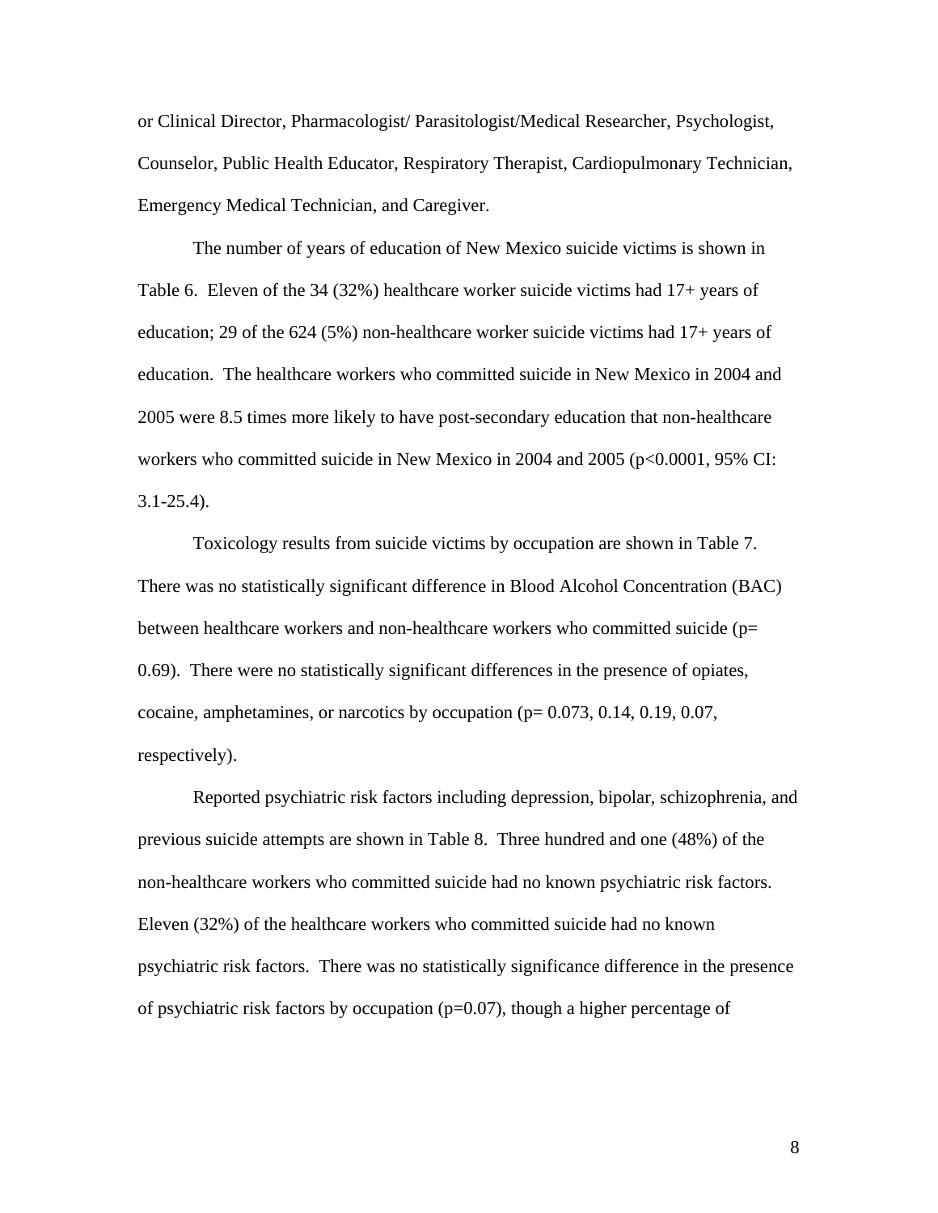or Clinical Director, Pharmacologist/ Parasitologist/Medical Researcher, Psychologist, Counselor, Public Health Educator, Respiratory Therapist, Cardiopulmonary Technician, Emergency Medical Technician, and Caregiver.

The number of years of education of New Mexico suicide victims is shown in Table 6. Eleven of the 34 (32%) healthcare worker suicide victims had 17+ years of education; 29 of the 624 (5%) non-healthcare worker suicide victims had 17+ years of education. The healthcare workers who committed suicide in New Mexico in 2004 and 2005 were 8.5 times more likely to have post-secondary education that non-healthcare workers who committed suicide in New Mexico in 2004 and 2005 ($p<0.0001$, 95% CI: 3.1-25.4).

Toxicology results from suicide victims by occupation are shown in Table 7. There was no statistically significant difference in Blood Alcohol Concentration (BAC) between healthcare workers and non-healthcare workers who committed suicide ($p= 0.69$). There were no statistically significant differences in the presence of opiates, cocaine, amphetamines, or narcotics by occupation ($p= 0.073$, 0.14, 0.19, 0.07, respectively).

Reported psychiatric risk factors including depression, bipolar, schizophrenia, and previous suicide attempts are shown in Table 8. Three hundred and one (48%) of the non-healthcare workers who committed suicide had no known psychiatric risk factors. Eleven (32%) of the healthcare workers who committed suicide had no known psychiatric risk factors. There was no statistically significance difference in the presence of psychiatric risk factors by occupation ($p=0.07$), though a higher percentage of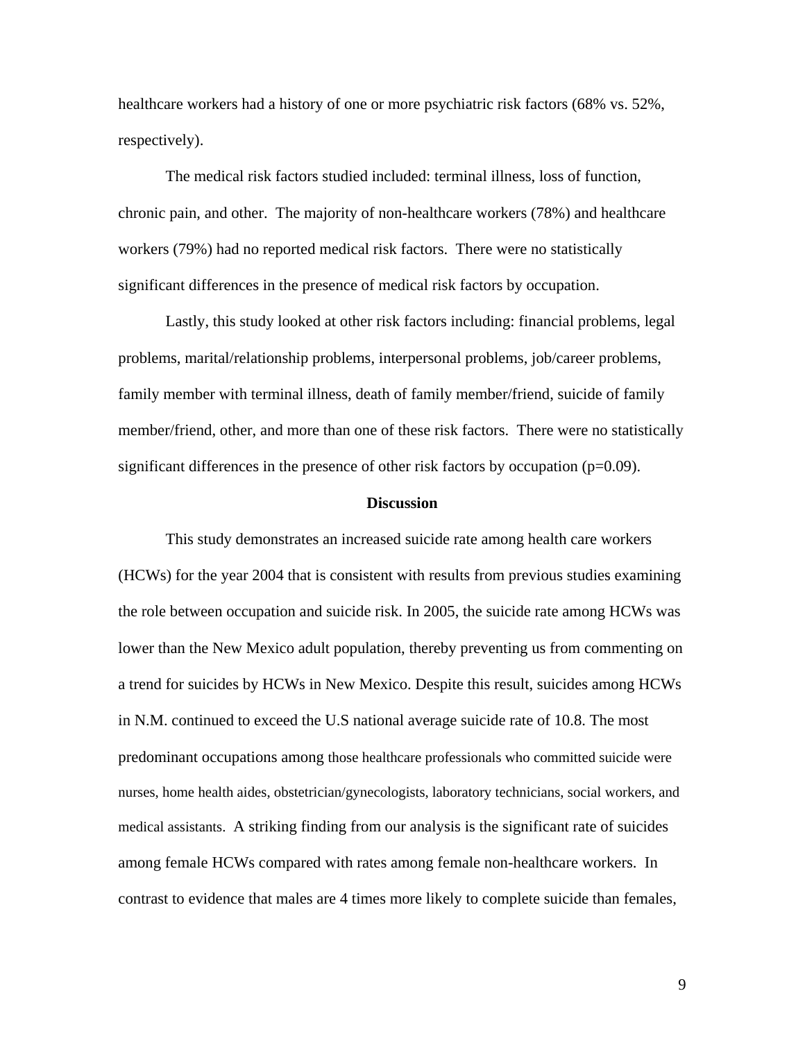healthcare workers had a history of one or more psychiatric risk factors (68% vs. 52%, respectively).

The medical risk factors studied included: terminal illness, loss of function, chronic pain, and other. The majority of non-healthcare workers (78%) and healthcare workers (79%) had no reported medical risk factors. There were no statistically significant differences in the presence of medical risk factors by occupation.

Lastly, this study looked at other risk factors including: financial problems, legal problems, marital/relationship problems, interpersonal problems, job/career problems, family member with terminal illness, death of family member/friend, suicide of family member/friend, other, and more than one of these risk factors. There were no statistically significant differences in the presence of other risk factors by occupation (p=0.09).

## Discussion

This study demonstrates an increased suicide rate among health care workers (HCWs) for the year 2004 that is consistent with results from previous studies examining the role between occupation and suicide risk. In 2005, the suicide rate among HCWs was lower than the New Mexico adult population, thereby preventing us from commenting on a trend for suicides by HCWs in New Mexico. Despite this result, suicides among HCWs in N.M. continued to exceed the U.S national average suicide rate of 10.8. The most predominant occupations among those healthcare professionals who committed suicide were nurses, home health aides, obstetrician/gynecologists, laboratory technicians, social workers, and medical assistants. A striking finding from our analysis is the significant rate of suicides among female HCWs compared with rates among female non-healthcare workers. In contrast to evidence that males are 4 times more likely to complete suicide than females,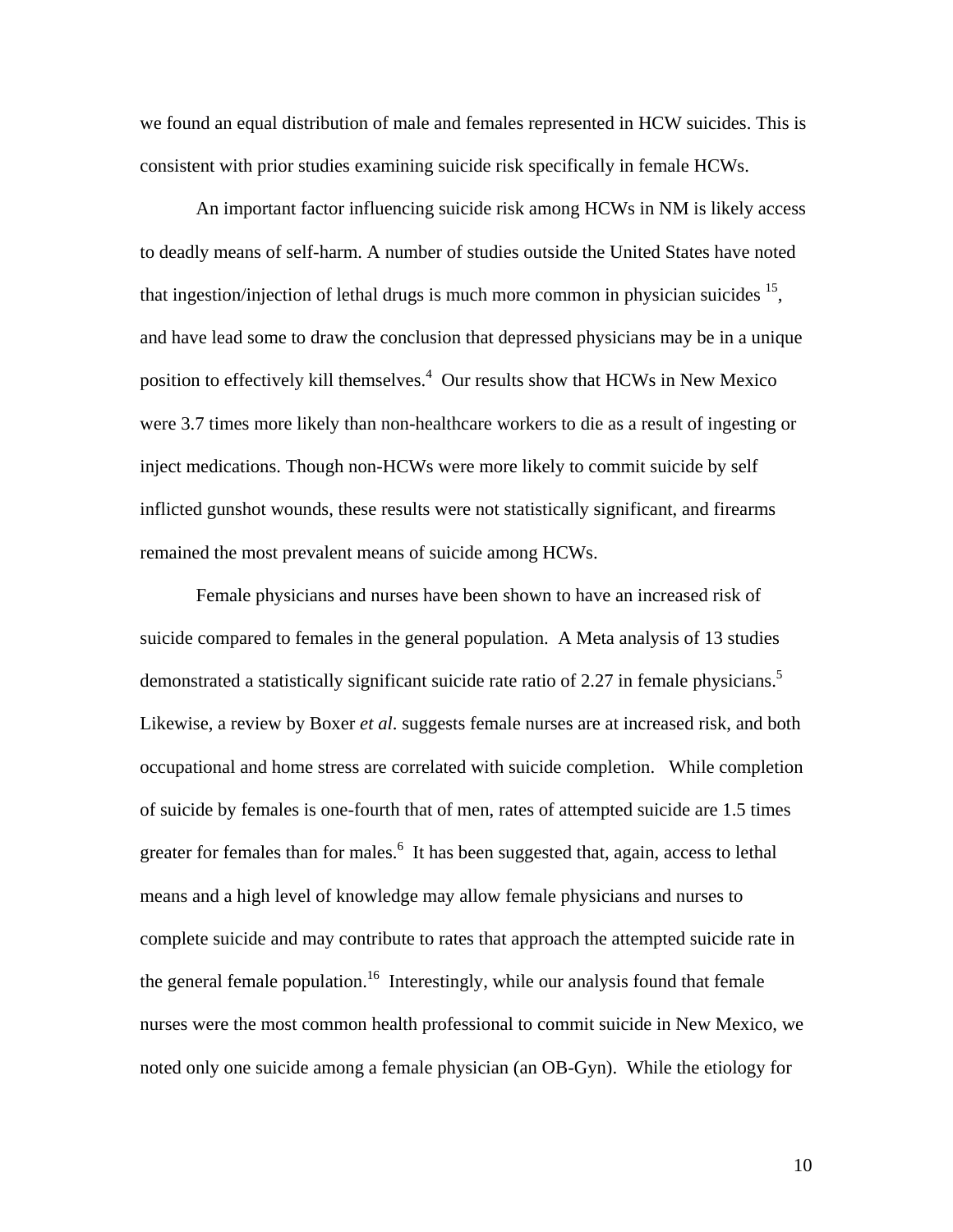we found an equal distribution of male and females represented in HCW suicides. This is consistent with prior studies examining suicide risk specifically in female HCWs.

An important factor influencing suicide risk among HCWs in NM is likely access to deadly means of self-harm. A number of studies outside the United States have noted that ingestion/injection of lethal drugs is much more common in physician suicides [15], and have lead some to draw the conclusion that depressed physicians may be in a unique position to effectively kill themselves.[4] Our results show that HCWs in New Mexico were 3.7 times more likely than non-healthcare workers to die as a result of ingesting or inject medications. Though non-HCWs were more likely to commit suicide by self inflicted gunshot wounds, these results were not statistically significant, and firearms remained the most prevalent means of suicide among HCWs.

Female physicians and nurses have been shown to have an increased risk of suicide compared to females in the general population. A Meta analysis of 13 studies demonstrated a statistically significant suicide rate ratio of 2.27 in female physicians.[5] Likewise, a review by Boxer *et al*. suggests female nurses are at increased risk, and both occupational and home stress are correlated with suicide completion. While completion of suicide by females is one-fourth that of men, rates of attempted suicide are 1.5 times greater for females than for males.[6] It has been suggested that, again, access to lethal means and a high level of knowledge may allow female physicians and nurses to complete suicide and may contribute to rates that approach the attempted suicide rate in the general female population.[16] Interestingly, while our analysis found that female nurses were the most common health professional to commit suicide in New Mexico, we noted only one suicide among a female physician (an OB-Gyn). While the etiology for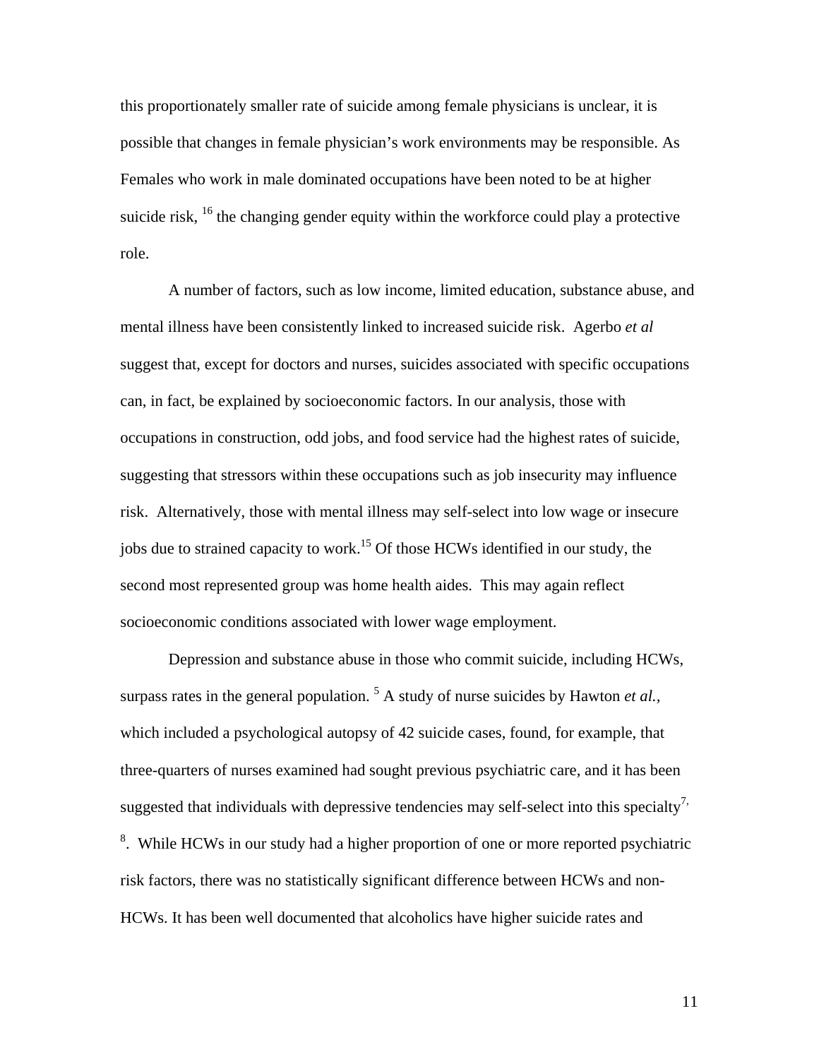this proportionately smaller rate of suicide among female physicians is unclear, it is possible that changes in female physician's work environments may be responsible. As Females who work in male dominated occupations have been noted to be at higher suicide risk, [16] the changing gender equity within the workforce could play a protective role.

A number of factors, such as low income, limited education, substance abuse, and mental illness have been consistently linked to increased suicide risk. Agerbo *et al* suggest that, except for doctors and nurses, suicides associated with specific occupations can, in fact, be explained by socioeconomic factors. In our analysis, those with occupations in construction, odd jobs, and food service had the highest rates of suicide, suggesting that stressors within these occupations such as job insecurity may influence risk. Alternatively, those with mental illness may self-select into low wage or insecure jobs due to strained capacity to work.[15] Of those HCWs identified in our study, the second most represented group was home health aides. This may again reflect socioeconomic conditions associated with lower wage employment.

Depression and substance abuse in those who commit suicide, including HCWs, surpass rates in the general population. [5] A study of nurse suicides by Hawton *et al.*, which included a psychological autopsy of 42 suicide cases, found, for example, that three-quarters of nurses examined had sought previous psychiatric care, and it has been suggested that individuals with depressive tendencies may self-select into this specialty[7, 8]. While HCWs in our study had a higher proportion of one or more reported psychiatric risk factors, there was no statistically significant difference between HCWs and non-HCWs. It has been well documented that alcoholics have higher suicide rates and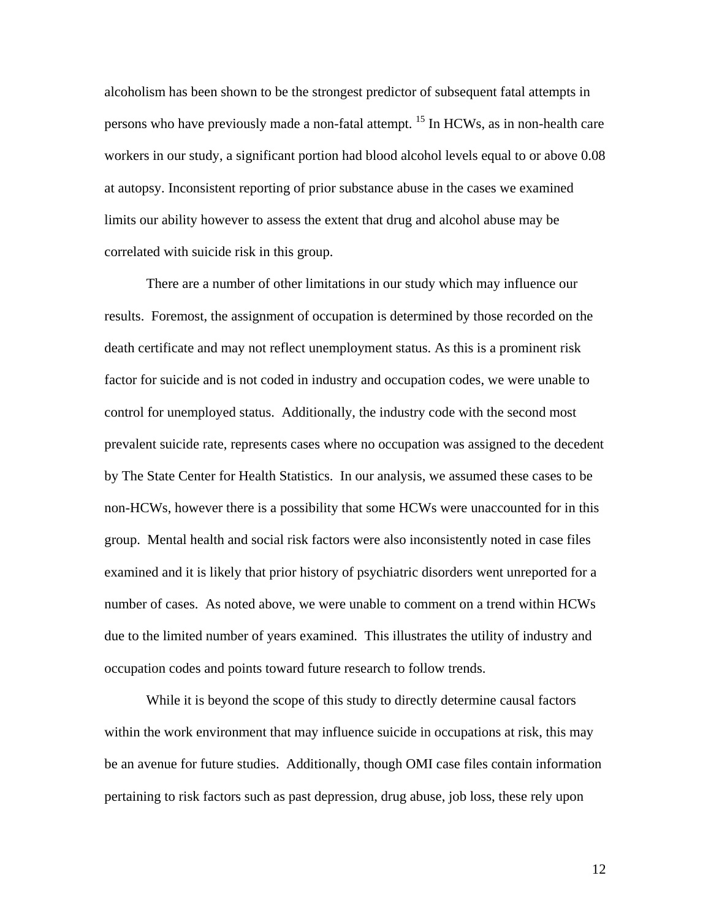alcoholism has been shown to be the strongest predictor of subsequent fatal attempts in persons who have previously made a non-fatal attempt. [15] In HCWs, as in non-health care workers in our study, a significant portion had blood alcohol levels equal to or above 0.08 at autopsy. Inconsistent reporting of prior substance abuse in the cases we examined limits our ability however to assess the extent that drug and alcohol abuse may be correlated with suicide risk in this group.

There are a number of other limitations in our study which may influence our results. Foremost, the assignment of occupation is determined by those recorded on the death certificate and may not reflect unemployment status. As this is a prominent risk factor for suicide and is not coded in industry and occupation codes, we were unable to control for unemployed status. Additionally, the industry code with the second most prevalent suicide rate, represents cases where no occupation was assigned to the decedent by The State Center for Health Statistics. In our analysis, we assumed these cases to be non-HCWs, however there is a possibility that some HCWs were unaccounted for in this group. Mental health and social risk factors were also inconsistently noted in case files examined and it is likely that prior history of psychiatric disorders went unreported for a number of cases. As noted above, we were unable to comment on a trend within HCWs due to the limited number of years examined. This illustrates the utility of industry and occupation codes and points toward future research to follow trends.

While it is beyond the scope of this study to directly determine causal factors within the work environment that may influence suicide in occupations at risk, this may be an avenue for future studies. Additionally, though OMI case files contain information pertaining to risk factors such as past depression, drug abuse, job loss, these rely upon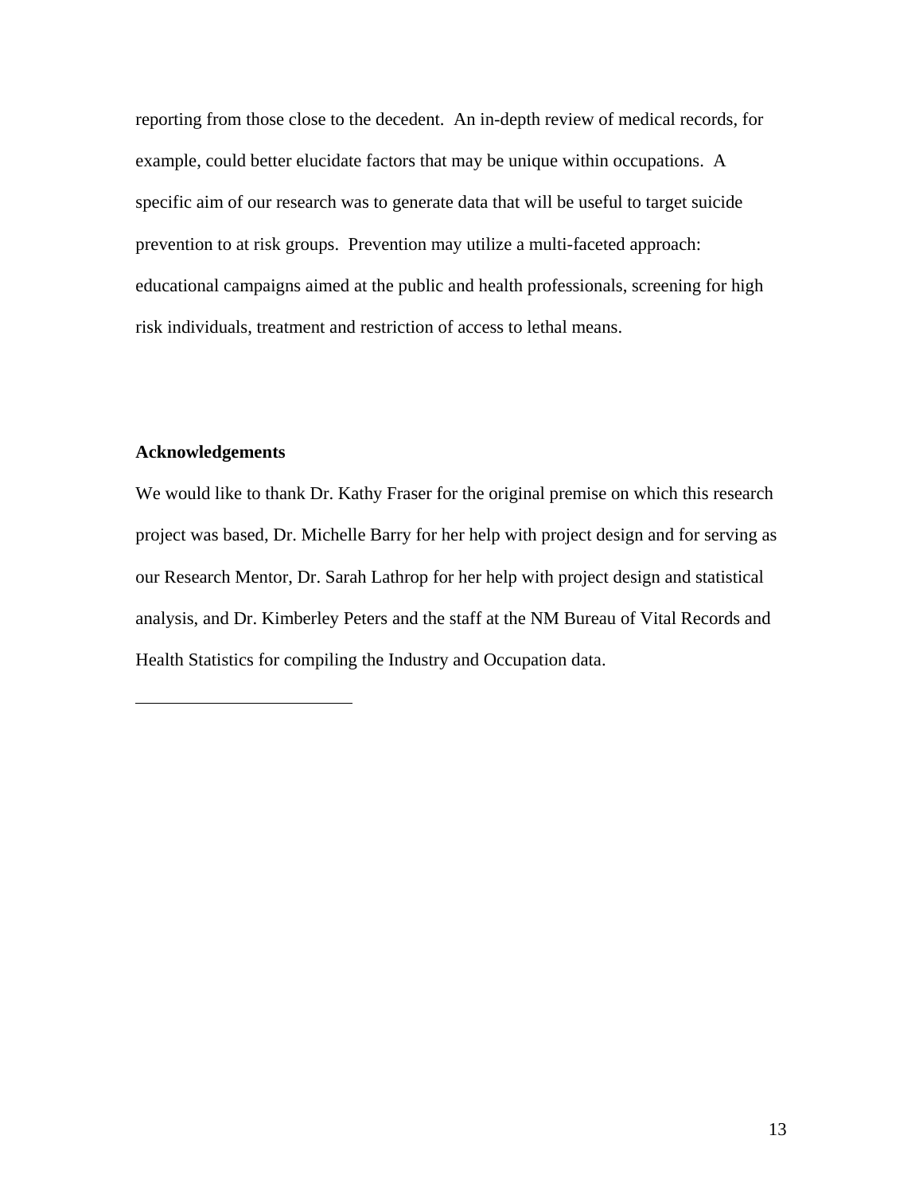reporting from those close to the decedent. An in-depth review of medical records, for example, could better elucidate factors that may be unique within occupations. A specific aim of our research was to generate data that will be useful to target suicide prevention to at risk groups. Prevention may utilize a multi-faceted approach: educational campaigns aimed at the public and health professionals, screening for high risk individuals, treatment and restriction of access to lethal means.

**Acknowledgements**

We would like to thank Dr. Kathy Fraser for the original premise on which this research project was based, Dr. Michelle Barry for her help with project design and for serving as our Research Mentor, Dr. Sarah Lathrop for her help with project design and statistical analysis, and Dr. Kimberley Peters and the staff at the NM Bureau of Vital Records and Health Statistics for compiling the Industry and Occupation data.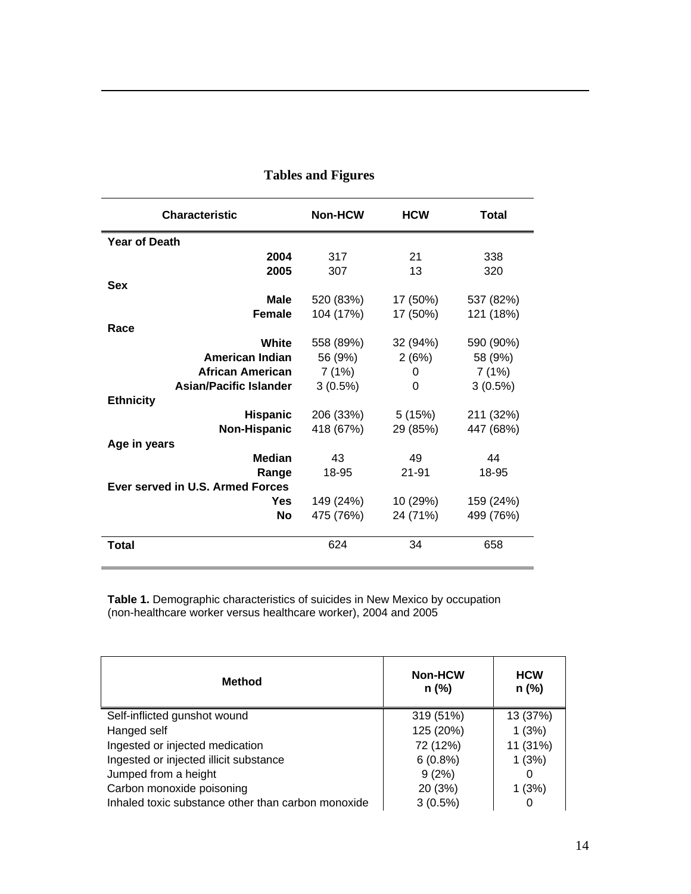## Tables and Figures

| Characteristic | Non-HCW | HCW | Total |
|---|---|---|---|
| **Year of Death** | | | |
| **2004** | 317 | 21 | 338 |
| **2005** | 307 | 13 | 320 |
| **Sex** | | | |
| **Male** | 520 (83%) | 17 (50%) | 537 (82%) |
| **Female** | 104 (17%) | 17 (50%) | 121 (18%) |
| **Race** | | | |
| **White** | 558 (89%) | 32 (94%) | 590 (90%) |
| **American Indian** | 56 (9%) | 2 (6%) | 58 (9%) |
| **African American** | 7 (1%) | 0 | 7 (1%) |
| **Asian/Pacific Islander** | 3 (0.5%) | 0 | 3 (0.5%) |
| **Ethnicity** | | | |
| **Hispanic** | 206 (33%) | 5 (15%) | 211 (32%) |
| **Non-Hispanic** | 418 (67%) | 29 (85%) | 447 (68%) |
| **Age in years** | | | |
| **Median** | 43 | 49 | 44 |
| **Range** | 18-95 | 21-91 | 18-95 |
| **Ever served in U.S. Armed Forces** | | | |
| **Yes** | 149 (24%) | 10 (29%) | 159 (24%) |
| **No** | 475 (76%) | 24 (71%) | 499 (76%) |
| **Total** | 624 | 34 | 658 |

**Table 1.** Demographic characteristics of suicides in New Mexico by occupation (non-healthcare worker versus healthcare worker), 2004 and 2005

| Method | Non-HCW n (%) | HCW n (%) |
|---|---|---|
| Self-inflicted gunshot wound | 319 (51%) | 13 (37%) |
| Hanged self | 125 (20%) | 1 (3%) |
| Ingested or injected medication | 72 (12%) | 11 (31%) |
| Ingested or injected illicit substance | 6 (0.8%) | 1 (3%) |
| Jumped from a height | 9 (2%) | 0 |
| Carbon monoxide poisoning | 20 (3%) | 1 (3%) |
| Inhaled toxic substance other than carbon monoxide | 3 (0.5%) | 0 |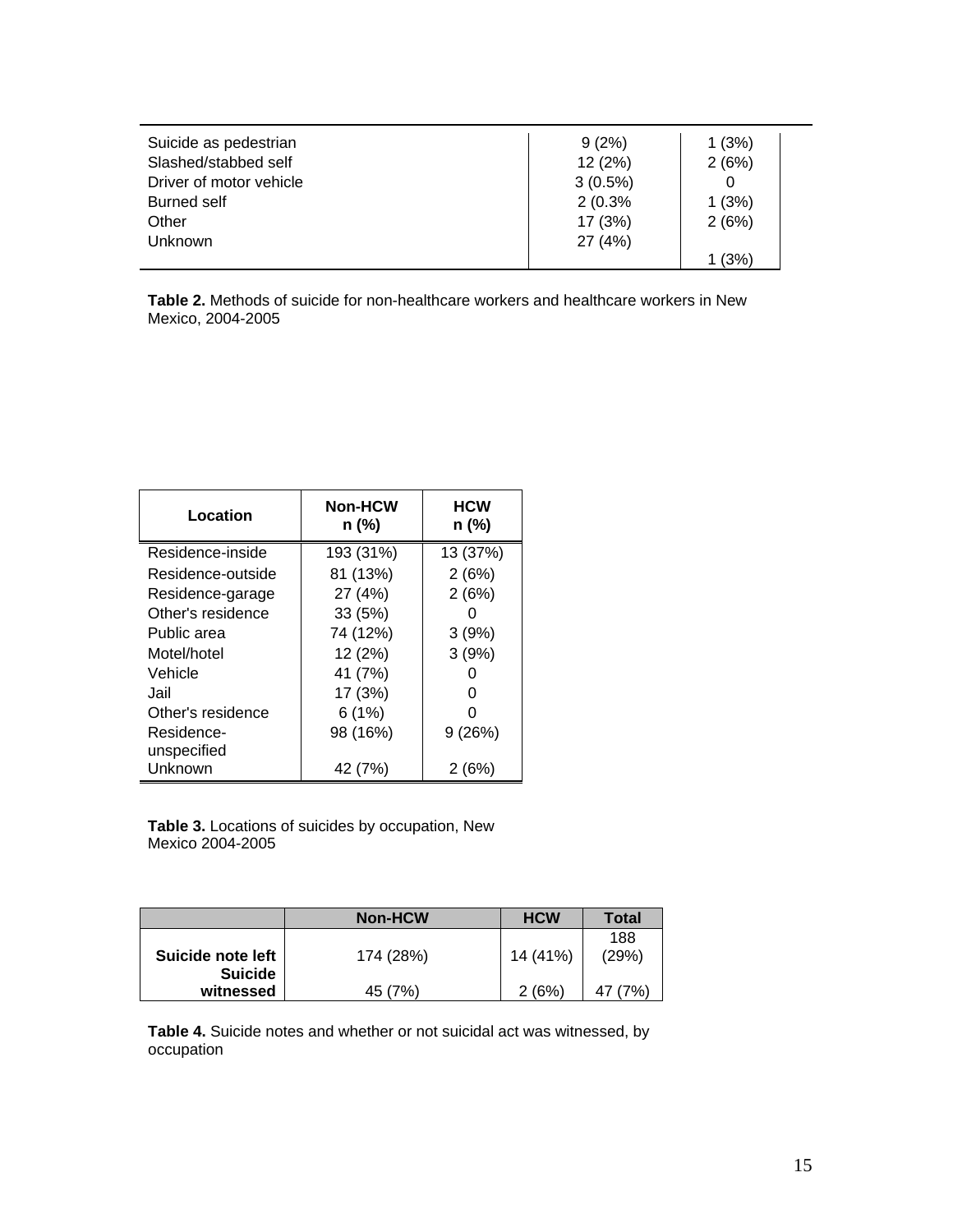| | | |
|---|---|---|
| Suicide as pedestrian | 9 (2%) | 1 (3%) |
| Slashed/stabbed self | 12 (2%) | 2 (6%) |
| Driver of motor vehicle | 3 (0.5%) | 0 |
| Burned self | 2 (0.3% | 1 (3%) |
| Other | 17 (3%) | 2 (6%) |
| Unknown | 27 (4%) | 1 (3%) |

**Table 2.** Methods of suicide for non-healthcare workers and healthcare workers in New Mexico, 2004-2005

| Location | Non-HCW n (%) | HCW n (%) |
|---|---|---|
| Residence-inside | 193 (31%) | 13 (37%) |
| Residence-outside | 81 (13%) | 2 (6%) |
| Residence-garage | 27 (4%) | 2 (6%) |
| Other's residence | 33 (5%) | 0 |
| Public area | 74 (12%) | 3 (9%) |
| Motel/hotel | 12 (2%) | 3 (9%) |
| Vehicle | 41 (7%) | 0 |
| Jail | 17 (3%) | 0 |
| Other's residence | 6 (1%) | 0 |
| Residence-unspecified | 98 (16%) | 9 (26%) |
| Unknown | 42 (7%) | 2 (6%) |

**Table 3.** Locations of suicides by occupation, New Mexico 2004-2005

| | Non-HCW | HCW | Total |
|---|---|---|---|
| **Suicide note left** | 174 (28%) | 14 (41%) | 188 (29%) |
| **Suicide witnessed** | 45 (7%) | 2 (6%) | 47 (7%) |

**Table 4.** Suicide notes and whether or not suicidal act was witnessed, by occupation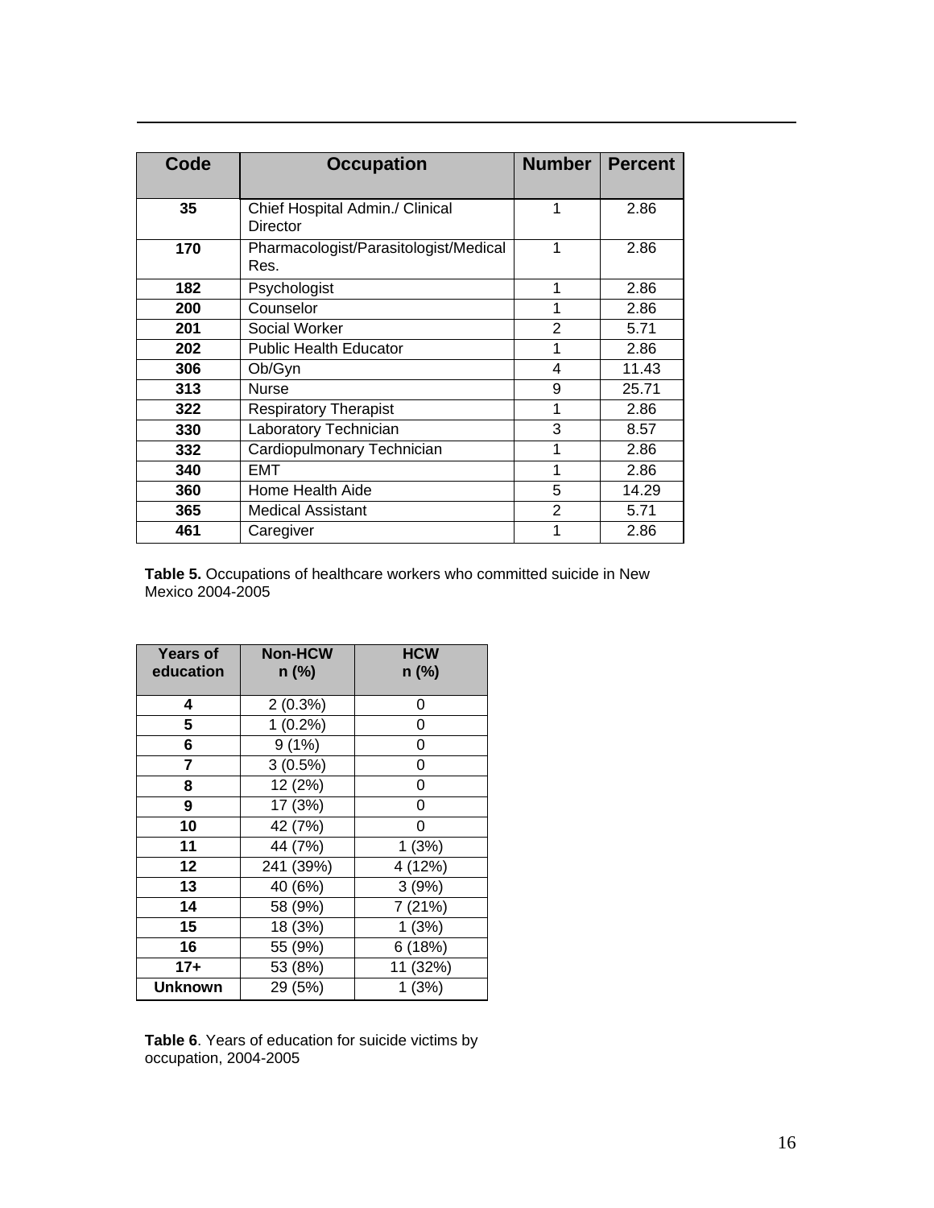| Code | Occupation | Number | Percent |
|---|---|---|---|
| 35 | Chief Hospital Admin./ Clinical Director | 1 | 2.86 |
| 170 | Pharmacologist/Parasitologist/Medical Res. | 1 | 2.86 |
| 182 | Psychologist | 1 | 2.86 |
| 200 | Counselor | 1 | 2.86 |
| 201 | Social Worker | 2 | 5.71 |
| 202 | Public Health Educator | 1 | 2.86 |
| 306 | Ob/Gyn | 4 | 11.43 |
| 313 | Nurse | 9 | 25.71 |
| 322 | Respiratory Therapist | 1 | 2.86 |
| 330 | Laboratory Technician | 3 | 8.57 |
| 332 | Cardiopulmonary Technician | 1 | 2.86 |
| 340 | EMT | 1 | 2.86 |
| 360 | Home Health Aide | 5 | 14.29 |
| 365 | Medical Assistant | 2 | 5.71 |
| 461 | Caregiver | 1 | 2.86 |

**Table 5.** Occupations of healthcare workers who committed suicide in New Mexico 2004-2005

| Years of education | Non-HCW n (%) | HCW n (%) |
|---|---|---|
| 4 | 2 (0.3%) | 0 |
| 5 | 1 (0.2%) | 0 |
| 6 | 9 (1%) | 0 |
| 7 | 3 (0.5%) | 0 |
| 8 | 12 (2%) | 0 |
| 9 | 17 (3%) | 0 |
| 10 | 42 (7%) | 0 |
| 11 | 44 (7%) | 1 (3%) |
| 12 | 241 (39%) | 4 (12%) |
| 13 | 40 (6%) | 3 (9%) |
| 14 | 58 (9%) | 7 (21%) |
| 15 | 18 (3%) | 1 (3%) |
| 16 | 55 (9%) | 6 (18%) |
| 17+ | 53 (8%) | 11 (32%) |
| Unknown | 29 (5%) | 1 (3%) |

**Table 6**. Years of education for suicide victims by occupation, 2004-2005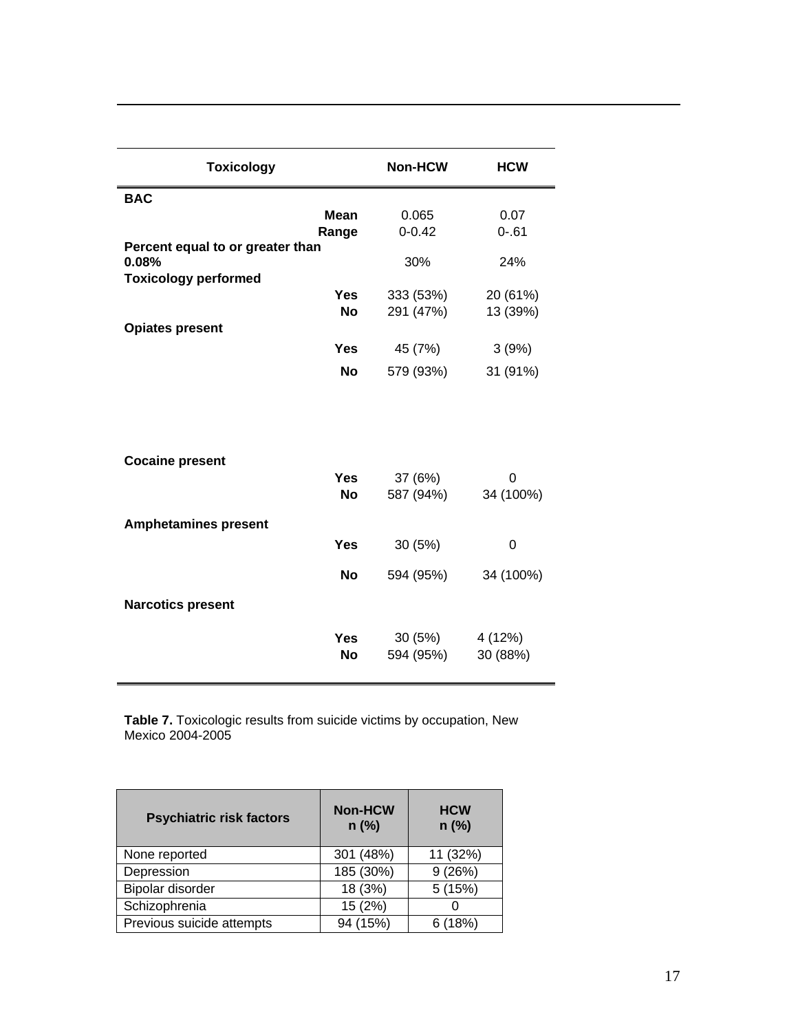| Toxicology | | Non-HCW | HCW |
|---|---|---|---|
| **BAC** | | | |
| | **Mean** | 0.065 | 0.07 |
| | **Range** | 0-0.42 | 0-.61 |
| **Percent equal to or greater than 0.08%** | | 30% | 24% |
| **Toxicology performed** | | | |
| | **Yes** | 333 (53%) | 20 (61%) |
| | **No** | 291 (47%) | 13 (39%) |
| **Opiates present** | | | |
| | **Yes** | 45 (7%) | 3 (9%) |
| | **No** | 579 (93%) | 31 (91%) |
| **Cocaine present** | | | |
| | **Yes** | 37 (6%) | 0 |
| | **No** | 587 (94%) | 34 (100%) |
| **Amphetamines present** | | | |
| | **Yes** | 30 (5%) | 0 |
| | **No** | 594 (95%) | 34 (100%) |
| **Narcotics present** | | | |
| | **Yes** | 30 (5%) | 4 (12%) |
| | **No** | 594 (95%) | 30 (88%) |

**Table 7.** Toxicologic results from suicide victims by occupation, New Mexico 2004-2005

| Psychiatric risk factors | Non-HCW n (%) | HCW n (%) |
|---|---|---|
| None reported | 301 (48%) | 11 (32%) |
| Depression | 185 (30%) | 9 (26%) |
| Bipolar disorder | 18 (3%) | 5 (15%) |
| Schizophrenia | 15 (2%) | 0 |
| Previous suicide attempts | 94 (15%) | 6 (18%) |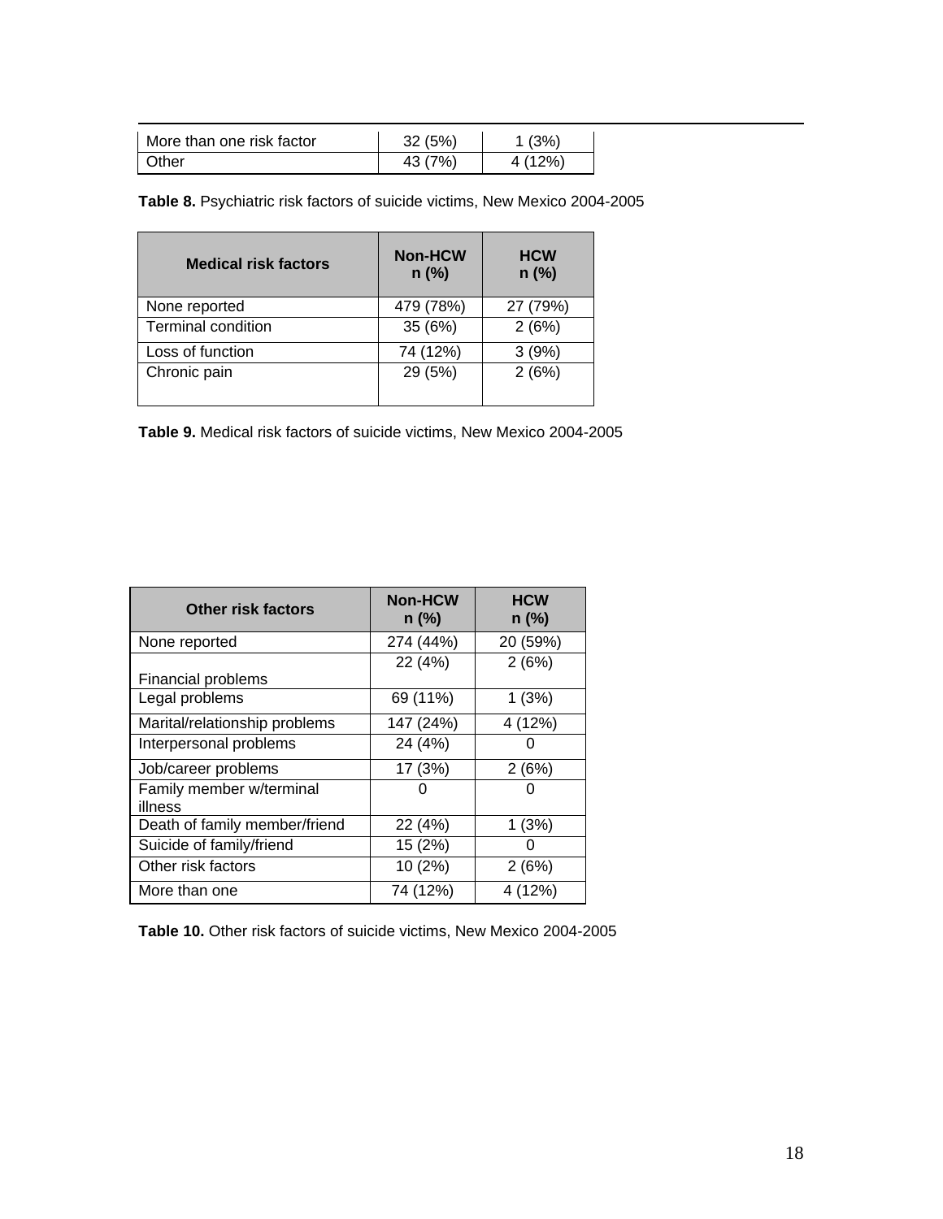| | | |
|---|---|---|
| More than one risk factor | 32 (5%) | 1 (3%) |
| Other | 43 (7%) | 4 (12%) |

**Table 8.** Psychiatric risk factors of suicide victims, New Mexico 2004-2005

| Medical risk factors | Non-HCW n (%) | HCW n (%) |
|---|---|---|
| None reported | 479 (78%) | 27 (79%) |
| Terminal condition | 35 (6%) | 2 (6%) |
| Loss of function | 74 (12%) | 3 (9%) |
| Chronic pain | 29 (5%) | 2 (6%) |

**Table 9.** Medical risk factors of suicide victims, New Mexico 2004-2005

| Other risk factors | Non-HCW n (%) | HCW n (%) |
|---|---|---|
| None reported | 274 (44%) | 20 (59%) |
| Financial problems | 22 (4%) | 2 (6%) |
| Legal problems | 69 (11%) | 1 (3%) |
| Marital/relationship problems | 147 (24%) | 4 (12%) |
| Interpersonal problems | 24 (4%) | 0 |
| Job/career problems | 17 (3%) | 2 (6%) |
| Family member w/terminal illness | 0 | 0 |
| Death of family member/friend | 22 (4%) | 1 (3%) |
| Suicide of family/friend | 15 (2%) | 0 |
| Other risk factors | 10 (2%) | 2 (6%) |
| More than one | 74 (12%) | 4 (12%) |

**Table 10.** Other risk factors of suicide victims, New Mexico 2004-2005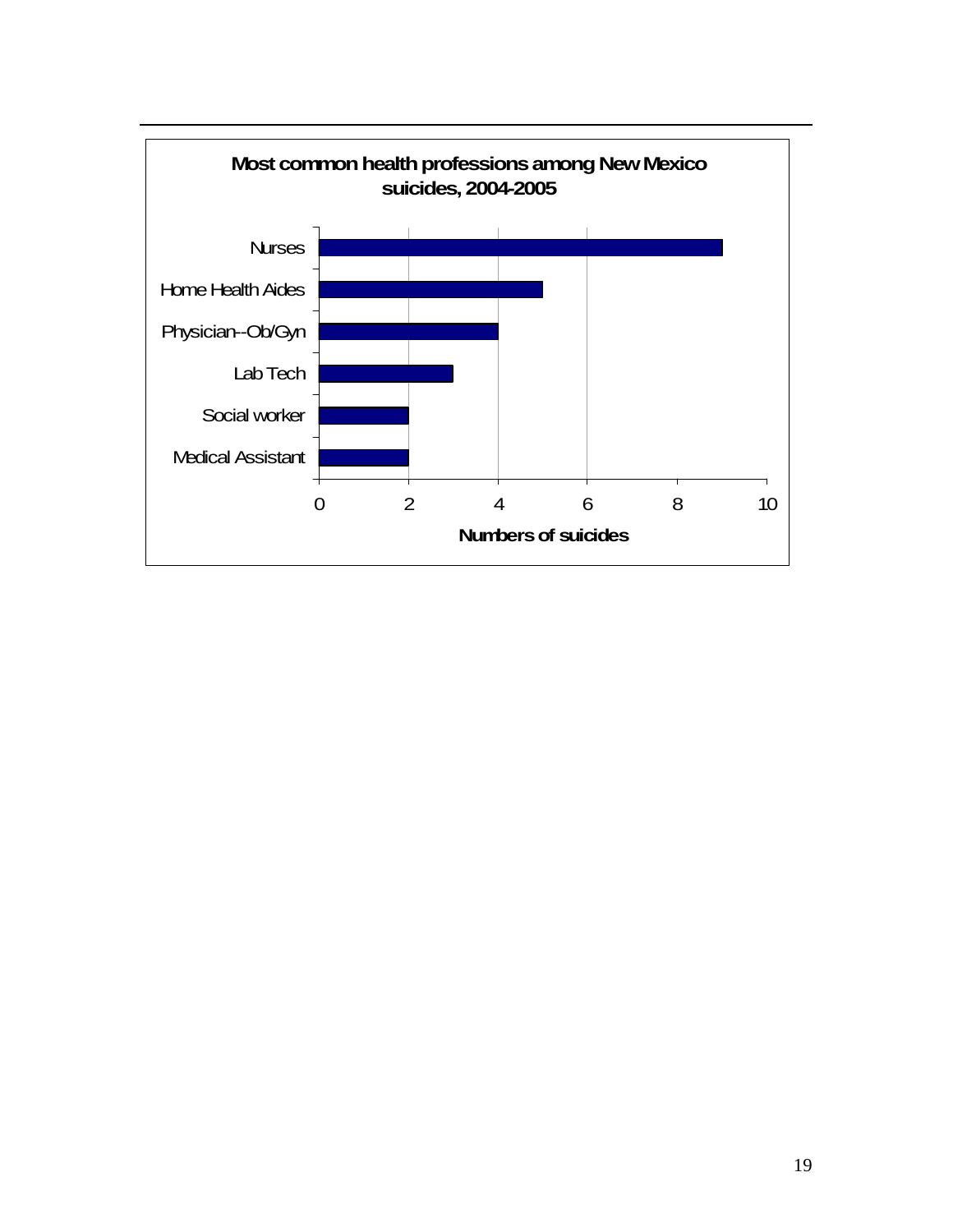**Most common health professions among New Mexico suicides, 2004-2005**

| Profession | Numbers of suicides |
| --- | --- |
| Nurses | 9 |
| Home Health Aides | 5 |
| Physician--Ob/Gyn | 4 |
| Lab Tech | 3 |
| Social worker | 2 |
| Medical Assistant | 2 |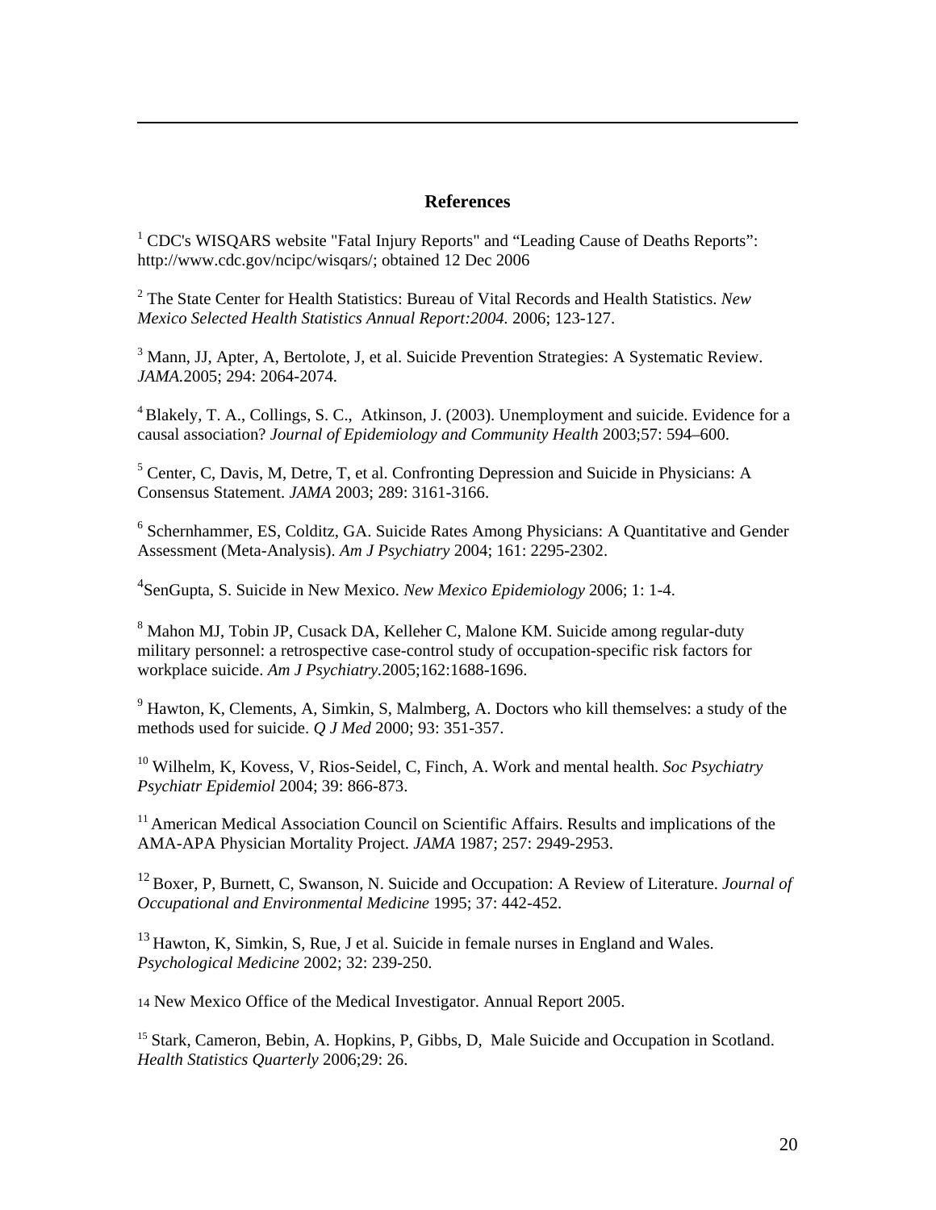## References

[1] CDC's WISQARS website "Fatal Injury Reports" and “Leading Cause of Deaths Reports”: http://www.cdc.gov/ncipc/wisqars/; obtained 12 Dec 2006

[2] The State Center for Health Statistics: Bureau of Vital Records and Health Statistics. *New Mexico Selected Health Statistics Annual Report:2004.* 2006; 123-127.

[3] Mann, JJ, Apter, A, Bertolote, J, et al. Suicide Prevention Strategies: A Systematic Review. *JAMA.*2005; 294: 2064-2074.

[4] Blakely, T. A., Collings, S. C., Atkinson, J. (2003). Unemployment and suicide. Evidence for a causal association? *Journal of Epidemiology and Community Health* 2003;57: 594–600.

[5] Center, C, Davis, M, Detre, T, et al. Confronting Depression and Suicide in Physicians: A Consensus Statement. *JAMA* 2003; 289: 3161-3166.

[6] Schernhammer, ES, Colditz, GA. Suicide Rates Among Physicians: A Quantitative and Gender Assessment (Meta-Analysis). *Am J Psychiatry* 2004; 161: 2295-2302.

[4]SenGupta, S. Suicide in New Mexico. *New Mexico Epidemiology* 2006; 1: 1-4.

[8] Mahon MJ, Tobin JP, Cusack DA, Kelleher C, Malone KM. Suicide among regular-duty military personnel: a retrospective case-control study of occupation-specific risk factors for workplace suicide. *Am J Psychiatry.*2005;162:1688-1696.

[9] Hawton, K, Clements, A, Simkin, S, Malmberg, A. Doctors who kill themselves: a study of the methods used for suicide. *Q J Med* 2000; 93: 351-357.

[10] Wilhelm, K, Kovess, V, Rios-Seidel, C, Finch, A. Work and mental health. *Soc Psychiatry Psychiatr Epidemiol* 2004; 39: 866-873.

[11] American Medical Association Council on Scientific Affairs. Results and implications of the AMA-APA Physician Mortality Project. *JAMA* 1987; 257: 2949-2953.

[12] Boxer, P, Burnett, C, Swanson, N. Suicide and Occupation: A Review of Literature. *Journal of Occupational and Environmental Medicine* 1995; 37: 442-452.

[13] Hawton, K, Simkin, S, Rue, J et al. Suicide in female nurses in England and Wales. *Psychological Medicine* 2002; 32: 239-250.

14 New Mexico Office of the Medical Investigator. Annual Report 2005.

[15] Stark, Cameron, Bebin, A. Hopkins, P, Gibbs, D, Male Suicide and Occupation in Scotland. *Health Statistics Quarterly* 2006;29: 26.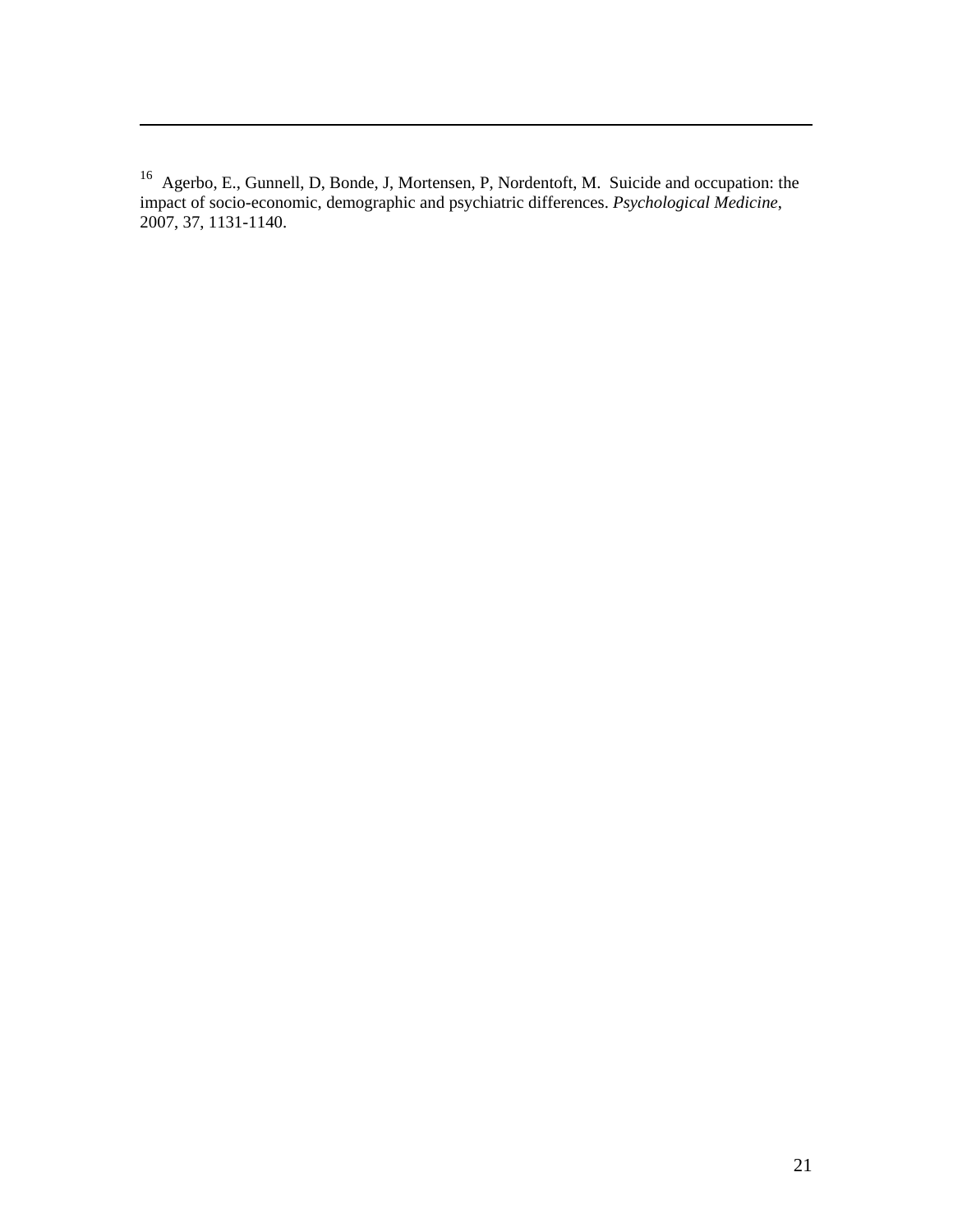[16] Agerbo, E., Gunnell, D, Bonde, J, Mortensen, P, Nordentoft, M. Suicide and occupation: the impact of socio-economic, demographic and psychiatric differences. *Psychological Medicine*, 2007, 37, 1131-1140.